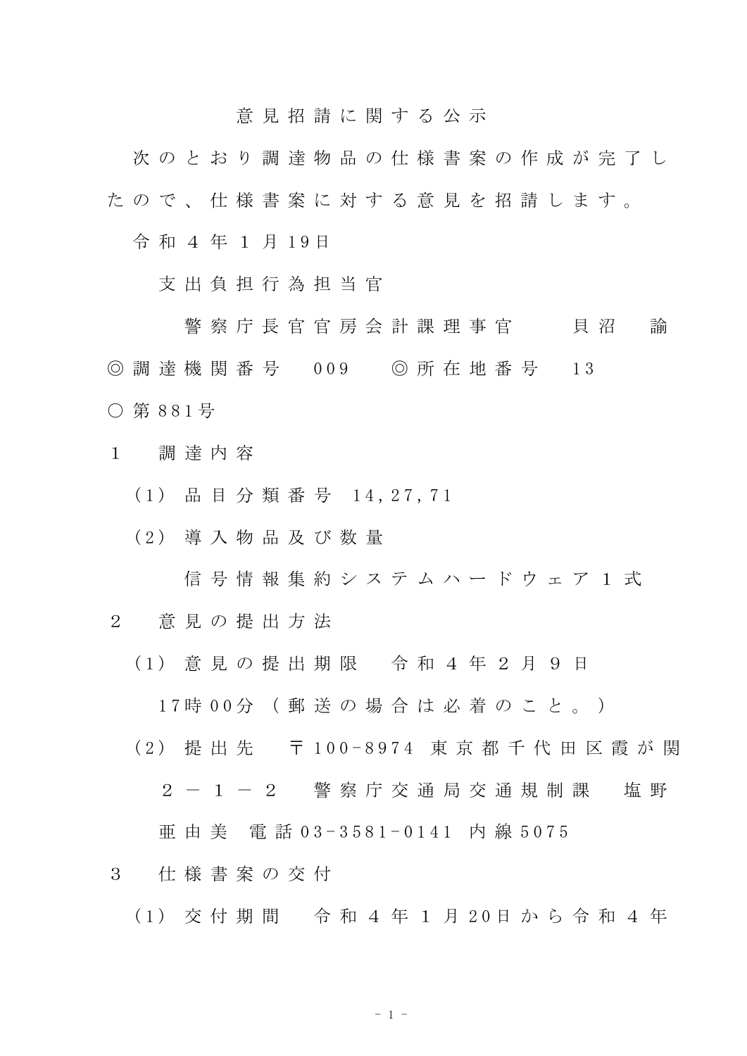# 意見招請に関する公示

次のとおり調達物品の仕様書案の作成が完了したので、仕様書案に対する意見を招請します。

令和４年１月19日

支出負担行為担当官

警察庁長官官房会計課理事官　貝沼　諭

◎調達機関番号　009　◎所在地番号　13

○第881号

1　調達内容

(1) 品目分類番号 14,27,71

(2) 導入物品及び数量

信号情報集約システムハードウェア１式

2　意見の提出方法

(1) 意見の提出期限　令和４年２月９日 17時00分（郵送の場合は必着のこと。）

(2) 提出先　〒100-8974 東京都千代田区霞が関２－１－２　警察庁交通局交通規制課　塩野亜由美 電話03-3581-0141 内線5075

3　仕様書案の交付

(1) 交付期間　令和４年１月20日から令和４年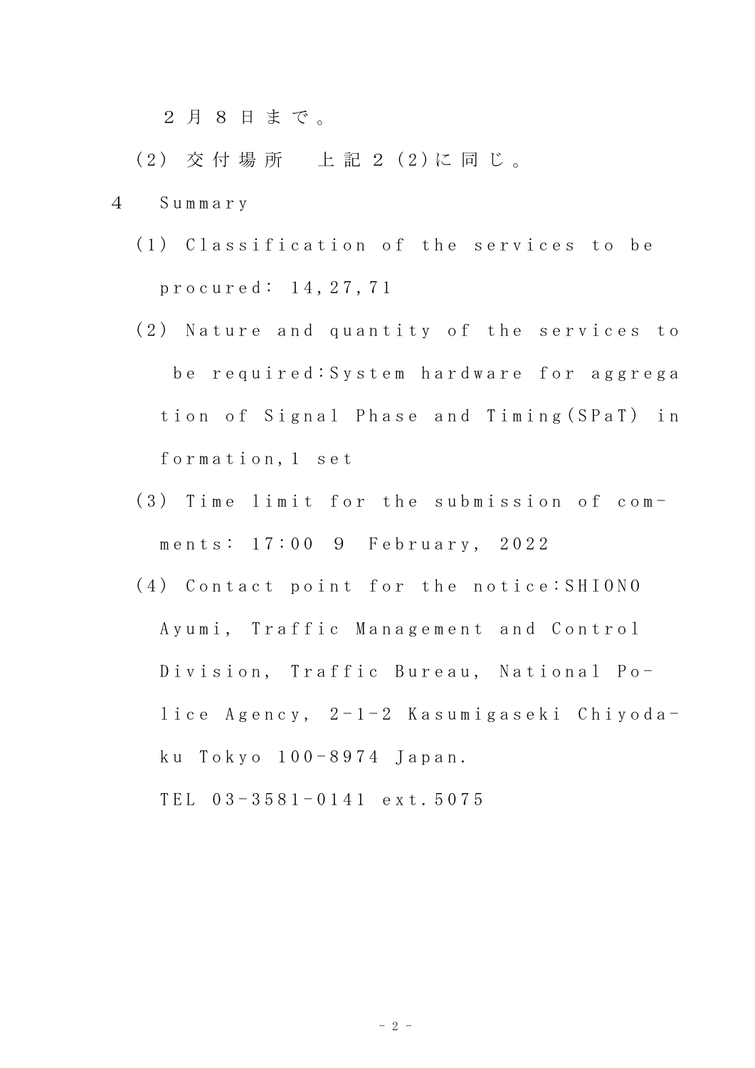２月８日まで。

(2) 交付場所　上記２(2)に同じ。

４　Summary

(1) Classification of the services to be procured: 14,27,71

(2) Nature and quantity of the services to be required:System hardware for aggregation of Signal Phase and Timing(SPaT) information,1 set

(3) Time limit for the submission of comments: 17:00 9 February, 2022

(4) Contact point for the notice:SHIONO Ayumi, Traffic Management and Control Division, Traffic Bureau, National Police Agency, 2-1-2 Kasumigaseki Chiyoda-ku Tokyo 100-8974 Japan.
TEL 03-3581-0141 ext.5075